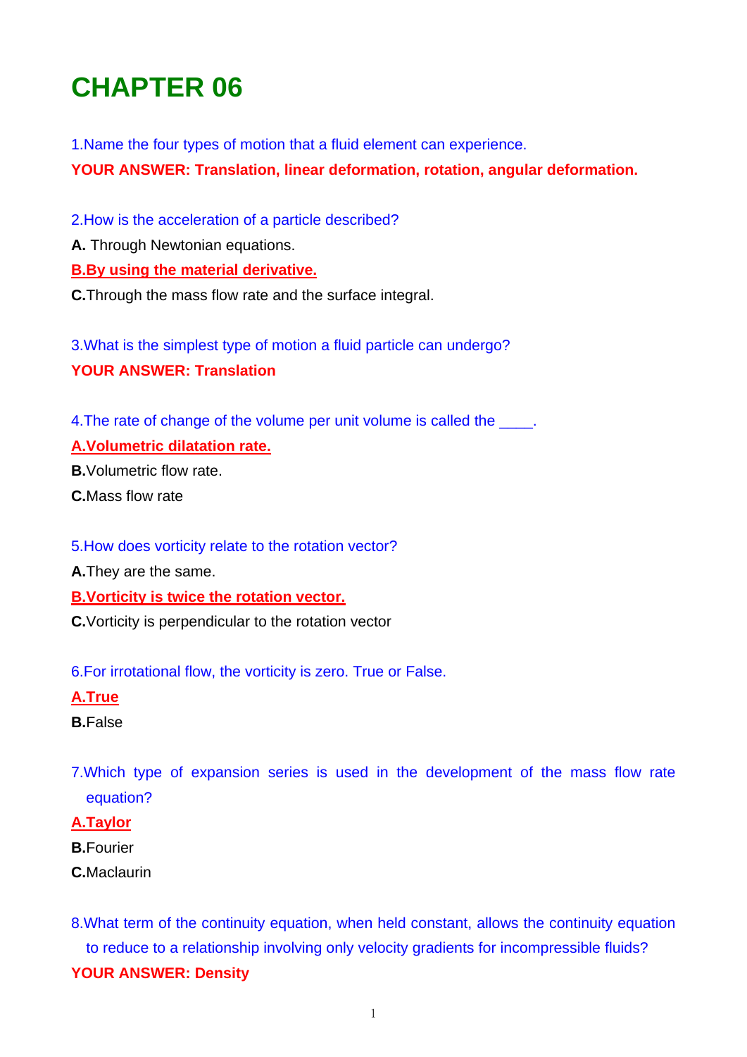# CHAPTER 06

1.Name the four types of motion that a fluid element can experience.

**YOUR ANSWER: Translation, linear deformation, rotation, angular deformation.**

2.How is the acceleration of a particle described?

**A.** Through Newtonian equations.

**B.By using the material derivative.**

**C.**Through the mass flow rate and the surface integral.

3.What is the simplest type of motion a fluid particle can undergo?

**YOUR ANSWER: Translation**

4.The rate of change of the volume per unit volume is called the ____.

**A.Volumetric dilatation rate.**

**B.**Volumetric flow rate.

**C.**Mass flow rate

5.How does vorticity relate to the rotation vector?

**A.**They are the same.

**B.Vorticity is twice the rotation vector.**

**C.**Vorticity is perpendicular to the rotation vector

6.For irrotational flow, the vorticity is zero. True or False.

**A.True**

**B.**False

7.Which type of expansion series is used in the development of the mass flow rate equation?

**A.Taylor**

**B.**Fourier

**C.**Maclaurin

8.What term of the continuity equation, when held constant, allows the continuity equation to reduce to a relationship involving only velocity gradients for incompressible fluids?

**YOUR ANSWER: Density**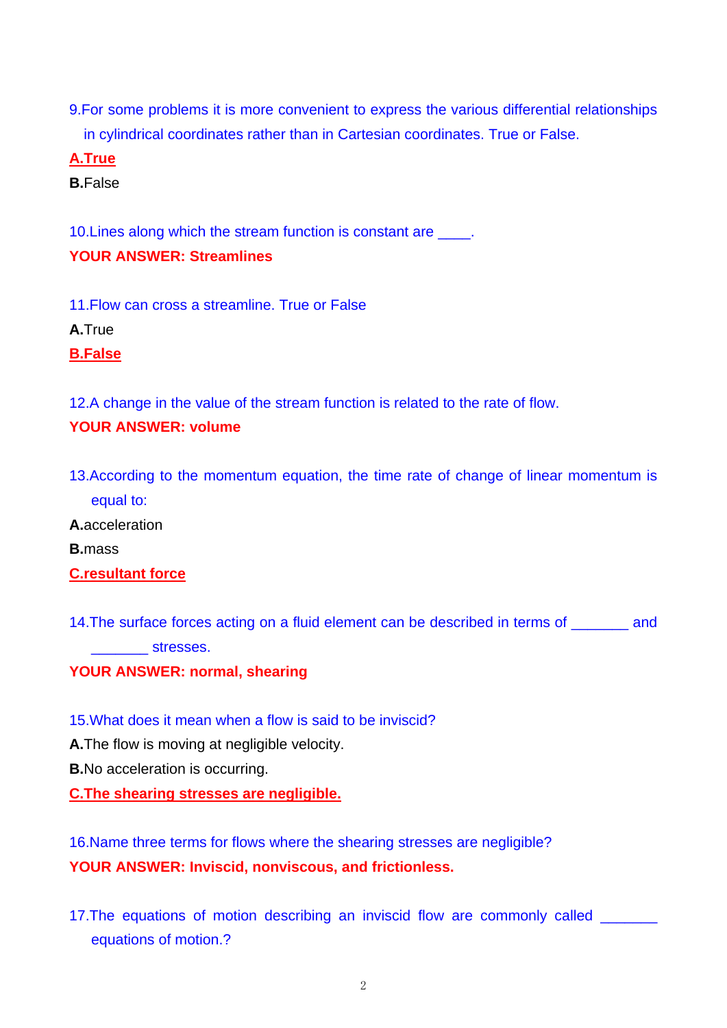9.For some problems it is more convenient to express the various differential relationships in cylindrical coordinates rather than in Cartesian coordinates. True or False.

**A.True**

**B.**False

10.Lines along which the stream function is constant are ____.

**YOUR ANSWER: Streamlines**

11.Flow can cross a streamline. True or False

**A.**True

**B.False**

12.A change in the value of the stream function is related to the rate of flow.

**YOUR ANSWER: volume**

13.According to the momentum equation, the time rate of change of linear momentum is equal to:

**A.**acceleration

**B.**mass

**C.resultant force**

14.The surface forces acting on a fluid element can be described in terms of _______ and _______ stresses.

**YOUR ANSWER: normal, shearing**

15.What does it mean when a flow is said to be inviscid?

**A.**The flow is moving at negligible velocity.

**B.**No acceleration is occurring.

**C.The shearing stresses are negligible.**

16.Name three terms for flows where the shearing stresses are negligible?

**YOUR ANSWER: Inviscid, nonviscous, and frictionless.**

17.The equations of motion describing an inviscid flow are commonly called _______ equations of motion.?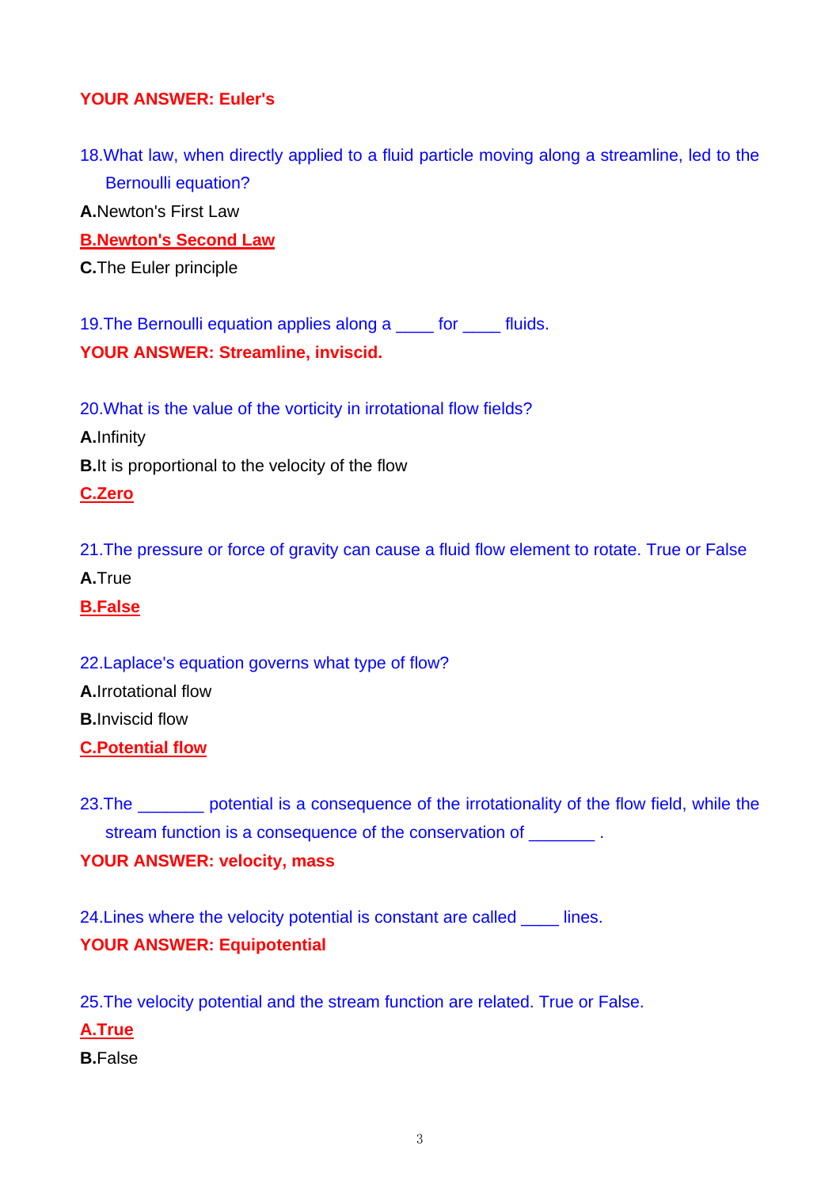**YOUR ANSWER: Euler's**

18.What law, when directly applied to a fluid particle moving along a streamline, led to the Bernoulli equation?

**A.**Newton's First Law

**B.Newton's Second Law**

**C.**The Euler principle

19.The Bernoulli equation applies along a ____ for ____ fluids.

**YOUR ANSWER: Streamline, inviscid.**

20.What is the value of the vorticity in irrotational flow fields?

**A.**Infinity

**B.**It is proportional to the velocity of the flow

**C.Zero**

21.The pressure or force of gravity can cause a fluid flow element to rotate. True or False

**A.**True

**B.False**

22.Laplace's equation governs what type of flow?

**A.**Irrotational flow

**B.**Inviscid flow

**C.Potential flow**

23.The _______ potential is a consequence of the irrotationality of the flow field, while the stream function is a consequence of the conservation of _______ .

**YOUR ANSWER: velocity, mass**

24.Lines where the velocity potential is constant are called ____ lines.

**YOUR ANSWER: Equipotential**

25.The velocity potential and the stream function are related. True or False.

**A.True**

**B.**False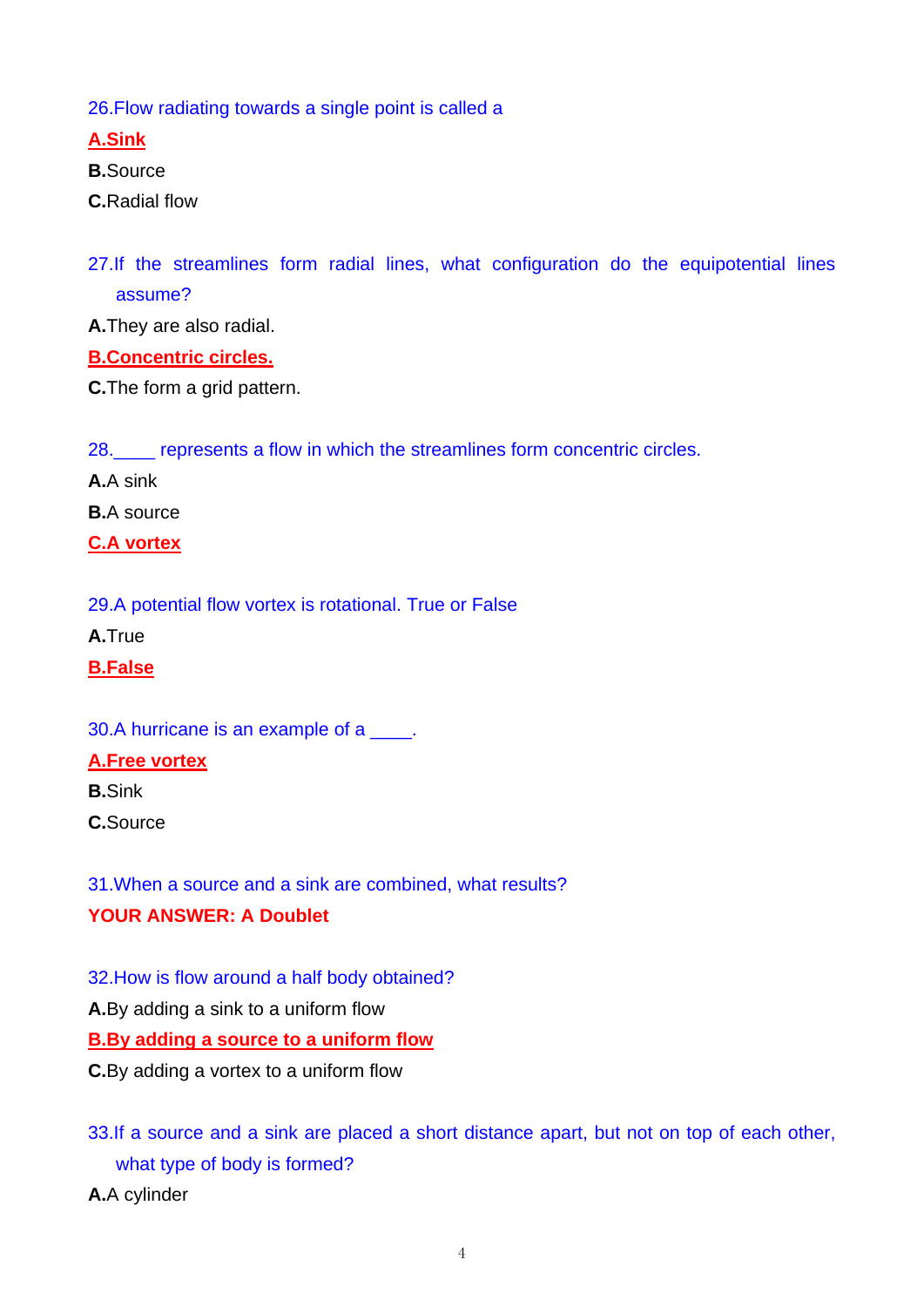26.Flow radiating towards a single point is called a

**A.Sink**

**B.**Source

**C.**Radial flow

27.If the streamlines form radial lines, what configuration do the equipotential lines assume?

**A.**They are also radial.

**B.Concentric circles.**

**C.**The form a grid pattern.

28.____ represents a flow in which the streamlines form concentric circles.

**A.**A sink

**B.**A source

**C.A vortex**

29.A potential flow vortex is rotational. True or False

**A.**True

**B.False**

30.A hurricane is an example of a ____.

**A.Free vortex**

**B.**Sink

**C.**Source

31.When a source and a sink are combined, what results?

**YOUR ANSWER: A Doublet**

32.How is flow around a half body obtained?

**A.**By adding a sink to a uniform flow

**B.By adding a source to a uniform flow**

**C.**By adding a vortex to a uniform flow

33.If a source and a sink are placed a short distance apart, but not on top of each other, what type of body is formed?

**A.**A cylinder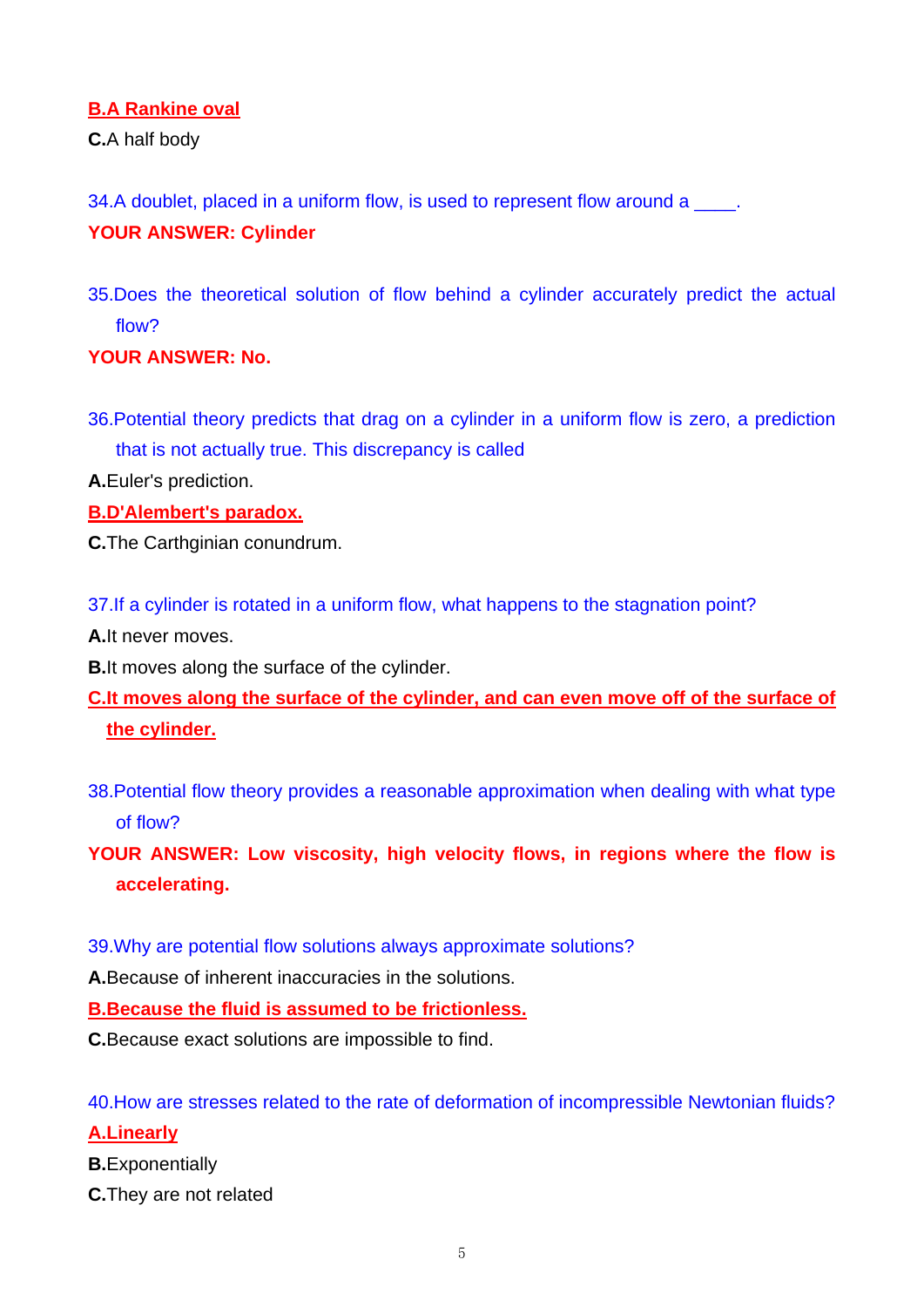**B.A Rankine oval**

**C.**A half body

34.A doublet, placed in a uniform flow, is used to represent flow around a ____.

**YOUR ANSWER: Cylinder**

35.Does the theoretical solution of flow behind a cylinder accurately predict the actual flow?

**YOUR ANSWER: No.**

36.Potential theory predicts that drag on a cylinder in a uniform flow is zero, a prediction that is not actually true. This discrepancy is called

**A.**Euler's prediction.

**B.D'Alembert's paradox.**

**C.**The Carthginian conundrum.

37.If a cylinder is rotated in a uniform flow, what happens to the stagnation point?

**A.**It never moves.

**B.**It moves along the surface of the cylinder.

**C.It moves along the surface of the cylinder, and can even move off of the surface of the cylinder.**

38.Potential flow theory provides a reasonable approximation when dealing with what type of flow?

**YOUR ANSWER: Low viscosity, high velocity flows, in regions where the flow is accelerating.**

39.Why are potential flow solutions always approximate solutions?

**A.**Because of inherent inaccuracies in the solutions.

**B.Because the fluid is assumed to be frictionless.**

**C.**Because exact solutions are impossible to find.

40.How are stresses related to the rate of deformation of incompressible Newtonian fluids?

**A.Linearly**

**B.**Exponentially

**C.**They are not related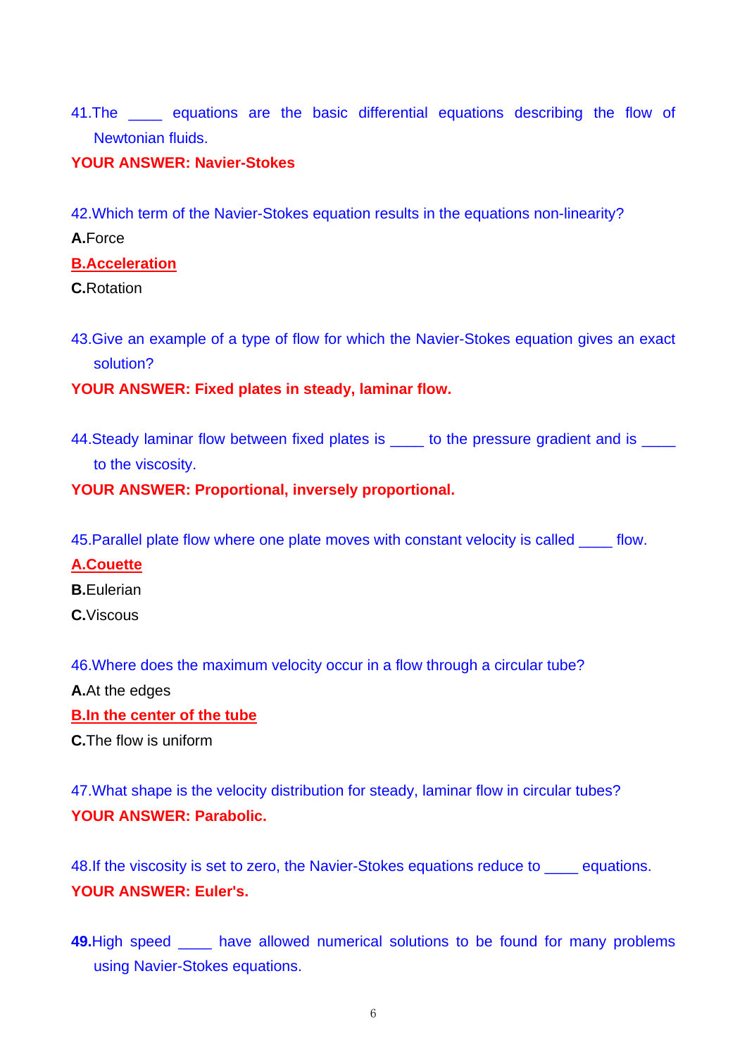41.The ____ equations are the basic differential equations describing the flow of Newtonian fluids.

**YOUR ANSWER: Navier-Stokes**

42.Which term of the Navier-Stokes equation results in the equations non-linearity?

**A.**Force

**B.Acceleration**

**C.**Rotation

43.Give an example of a type of flow for which the Navier-Stokes equation gives an exact solution?

**YOUR ANSWER: Fixed plates in steady, laminar flow.**

44.Steady laminar flow between fixed plates is ____ to the pressure gradient and is ____ to the viscosity.

**YOUR ANSWER: Proportional, inversely proportional.**

45.Parallel plate flow where one plate moves with constant velocity is called ____ flow.

**A.Couette**

**B.**Eulerian

**C.**Viscous

46.Where does the maximum velocity occur in a flow through a circular tube?

**A.**At the edges

**B.In the center of the tube**

**C.**The flow is uniform

47.What shape is the velocity distribution for steady, laminar flow in circular tubes?

**YOUR ANSWER: Parabolic.**

48.If the viscosity is set to zero, the Navier-Stokes equations reduce to ____ equations.

**YOUR ANSWER: Euler's.**

**49.**High speed ____ have allowed numerical solutions to be found for many problems using Navier-Stokes equations.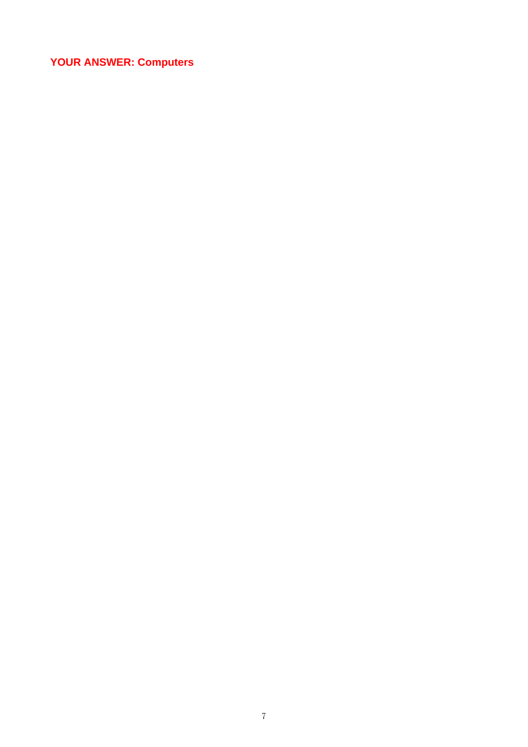**YOUR ANSWER: Computers**